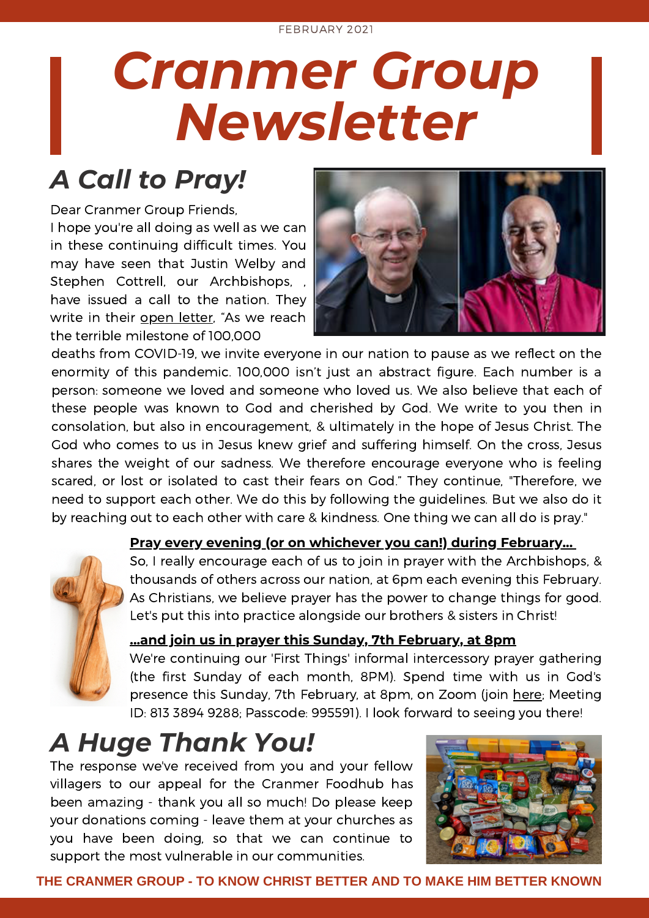FEBRUARY 2021

# Cranmer Group Newsletter

## A Call to Pray!

Dear Cranmer Group Friends,

I hope you're all doing as well as we can in these continuing difficult times. You may have seen that Justin Welby and Stephen Cottrell, our Archbishops, , have issued a call to the nation. They write in their open letter, "As we reach the terrible milestone of 100,000 deaths from COVID-19, we invite everyone in our nation to pause as we reflect on the enormity of this pandemic. 100,000 isn't just an abstract figure. Each number is a person: someone we loved and someone who loved us. We also believe that each of these people was known to God and cherished by God. We write to you then in consolation, but also in encouragement, & ultimately in the hope of Jesus Christ. The God who comes to us in Jesus knew grief and suffering himself. On the cross, Jesus shares the weight of our sadness. We therefore encourage everyone who is feeling scared, or lost or isolated to cast their fears on God." They continue, "Therefore, we need to support each other. We do this by following the guidelines. But we also do it by reaching out to each other with care & kindness. One thing we can all do is pray."

**Pray every evening (or on whichever you can!) during February...**

So, I really encourage each of us to join in prayer with the Archbishops, & thousands of others across our nation, at 6pm each evening this February. As Christians, we believe prayer has the power to change things for good. Let's put this into practice alongside our brothers & sisters in Christ!

**...and join us in prayer this Sunday, 7th February, at 8pm**

We're continuing our 'First Things' informal intercessory prayer gathering (the first Sunday of each month, 8PM). Spend time with us in God's presence this Sunday, 7th February, at 8pm, on Zoom (join here; Meeting ID: 813 3894 9288; Passcode: 995591). I look forward to seeing you there!

## A Huge Thank You!

The response we've received from you and your fellow villagers to our appeal for the Cranmer Foodhub has been amazing - thank you all so much! Do please keep your donations coming - leave them at your churches as you have been doing, so that we can continue to support the most vulnerable in our communities.

**THE CRANMER GROUP - TO KNOW CHRIST BETTER AND TO MAKE HIM BETTER KNOWN**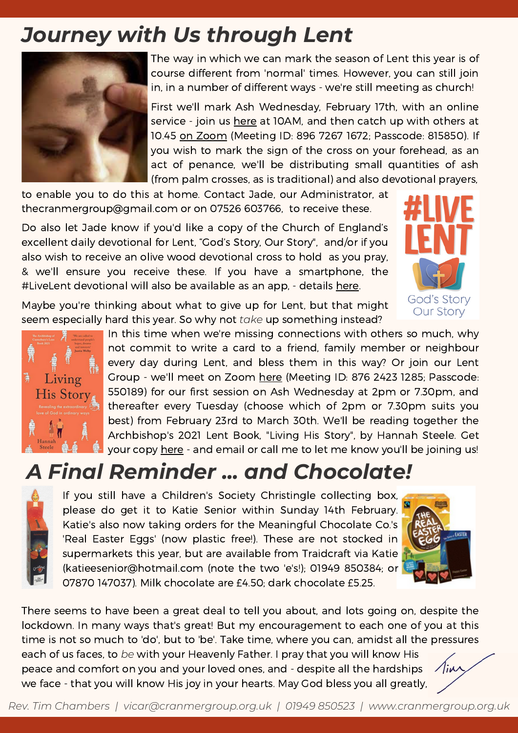# Journey with Us through Lent

The way in which we can mark the season of Lent this year is of course different from 'normal' times. However, you can still join in, in a number of different ways - we're still meeting as church!

First we'll mark Ash Wednesday, February 17th, with an online service - join us here at 10AM, and then catch up with others at 10.45 on Zoom (Meeting ID: 896 7267 1672; Passcode: 815850). If you wish to mark the sign of the cross on your forehead, as an act of penance, we'll be distributing small quantities of ash (from palm crosses, as is traditional) and also devotional prayers, to enable you to do this at home. Contact Jade, our Administrator, at thecranmergroup@gmail.com or on 07526 603766, to receive these.

Do also let Jade know if you'd like a copy of the Church of England's excellent daily devotional for Lent, "God's Story, Our Story", and/or if you also wish to receive an olive wood devotional cross to hold as you pray, & we'll ensure you receive these. If you have a smartphone, the #LiveLent devotional will also be available as an app, - details here.

Maybe you're thinking about what to give up for Lent, but that might seem especially hard this year. So why not *take* up something instead? In this time when we're missing connections with others so much, why not commit to write a card to a friend, family member or neighbour every day during Lent, and bless them in this way? Or join our Lent Group - we'll meet on Zoom here (Meeting ID: 876 2423 1285; Passcode: 550189) for our first session on Ash Wednesday at 2pm or 7.30pm, and thereafter every Tuesday (choose which of 2pm or 7.30pm suits you best) from February 23rd to March 30th. We'll be reading together the Archbishop's 2021 Lent Book, "Living His Story", by Hannah Steele. Get your copy here - and email or call me to let me know you'll be joining us!

# A Final Reminder ... and Chocolate!

If you still have a Children's Society Christingle collecting box, please do get it to Katie Senior within Sunday 14th February. Katie's also now taking orders for the Meaningful Chocolate Co.'s 'Real Easter Eggs' (now plastic free!). These are not stocked in supermarkets this year, but are available from Traidcraft via Katie (katieesenior@hotmail.com (note the two 'e's!); 01949 850384; or 07870 147037). Milk chocolate are £4.50; dark chocolate £5.25.

There seems to have been a great deal to tell you about, and lots going on, despite the lockdown. In many ways that's great! But my encouragement to each one of you at this time is not so much to 'do', but to 'be'. Take time, where you can, amidst all the pressures each of us faces, to *be* with your Heavenly Father. I pray that you will know His peace and comfort on you and your loved ones, and - despite all the hardships we face - that you will know His joy in your hearts. May God bless you all greatly,

Tim

*Rev. Tim Chambers | vicar@cranmergroup.org.uk | 01949 850523 | www.cranmergroup.org.uk*